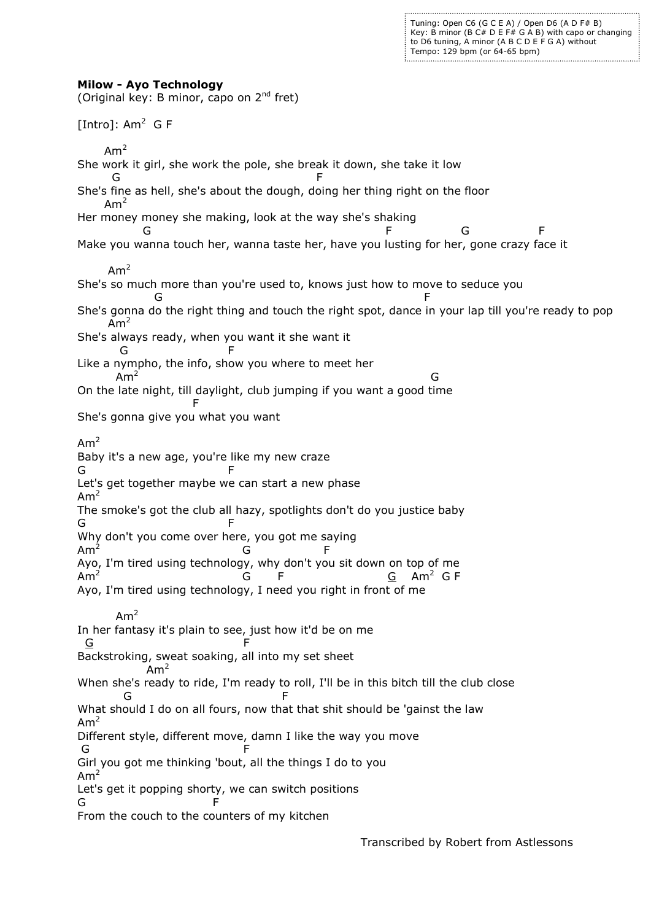Tuning: Open C6 (G C E A) / Open D6 (A D F# B)
Key: B minor (B C# D E F# G A B) with capo or changing to D6 tuning, A minor (A B C D E F G A) without
Tempo: 129 bpm (or 64-65 bpm)

**Milow - Ayo Technology**
(Original key: B minor, capo on 2nd fret)

[Intro]: Am2  G F

```
      Am2
She work it girl, she work the pole, she break it down, she take it low
       G                                      F
She's fine as hell, she's about the dough, doing her thing right on the floor
      Am2
Her money money she making, look at the way she's shaking
            G                                              F              G              F
Make you wanna touch her, wanna taste her, have you lusting for her, gone crazy face it

       Am2
She's so much more than you're used to, knows just how to move to seduce you
                G                                                    F
She's gonna do the right thing and touch the right spot, dance in your lap till you're ready to pop
       Am2
She's always ready, when you want it she want it
        G                    F
Like a nympho, the info, show you where to meet her
        Am2                                                      G
On the late night, till daylight, club jumping if you want a good time
                        F
She's gonna give you what you want

Am2
Baby it's a new age, you're like my new craze
G                           F
Let's get together maybe we can start a new phase
Am2
The smoke's got the club all hazy, spotlights don't do you justice baby
G                           F
Why don't you come over here, you got me saying
Am2                            G               F
Ayo, I'm tired using technology, why don't you sit down on top of me
Am2                            G       F                   G    Am2  G F
Ayo, I'm tired using technology, I need you right in front of me

        Am2
In her fantasy it's plain to see, just how it'd be on me
  G                              F
Backstroking, sweat soaking, all into my set sheet
               Am2
When she's ready to ride, I'm ready to roll, I'll be in this bitch till the club close
       G                                F
What should I do on all fours, now that that shit should be 'gainst the law
Am2
Different style, different move, damn I like the way you move
 G                               F
Girl you got me thinking 'bout, all the things I do to you
Am2
Let's get it popping shorty, we can switch positions
G                          F
From the couch to the counters of my kitchen
```

Transcribed by Robert from Astlessons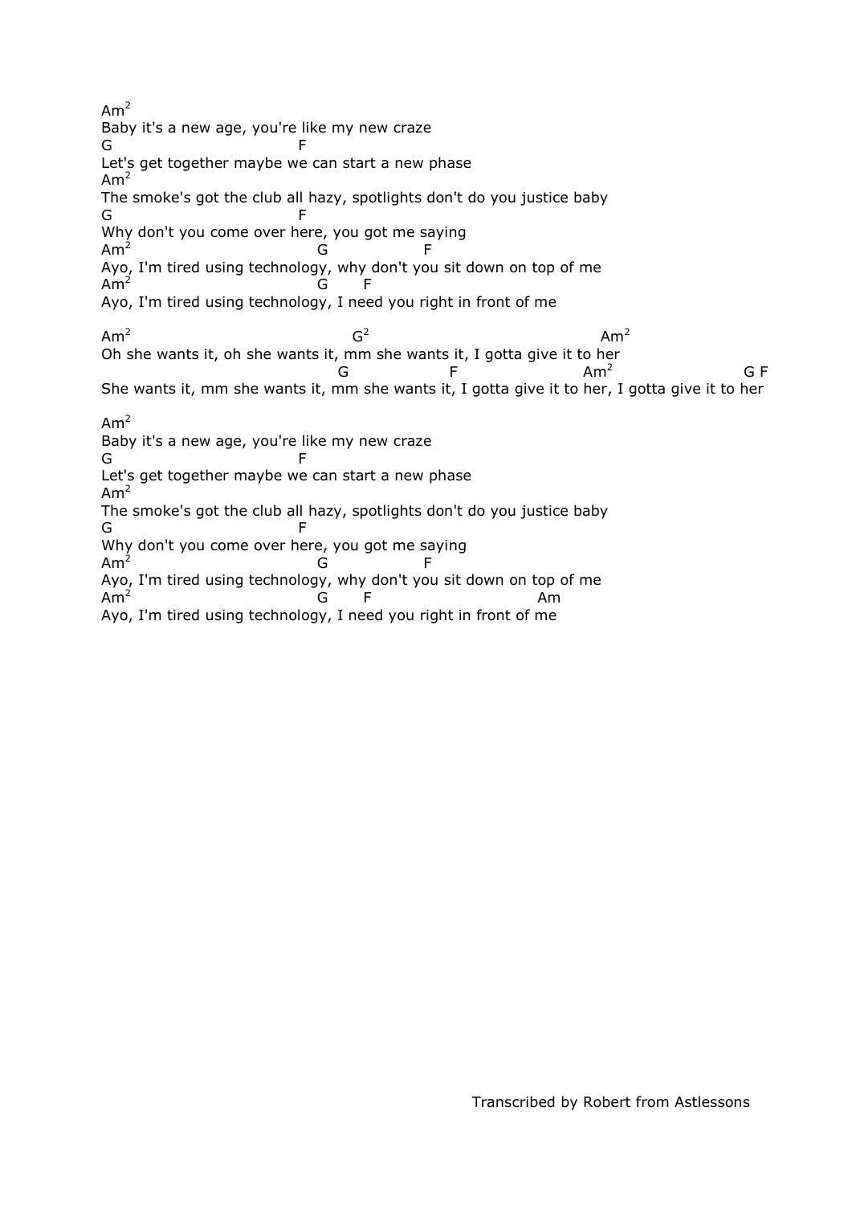```
Am²
Baby it's a new age, you're like my new craze
G                          F
Let's get together maybe we can start a new phase
Am²
The smoke's got the club all hazy, spotlights don't do you justice baby
G                          F
Why don't you come over here, you got me saying
Am²                             G                F
Ayo, I'm tired using technology, why don't you sit down on top of me
Am²                             G      F
Ayo, I'm tired using technology, I need you right in front of me

Am²                                    G²                                   Am²
Oh she wants it, oh she wants it, mm she wants it, I gotta give it to her
                                    G                F                    Am²                    G F
She wants it, mm she wants it, mm she wants it, I gotta give it to her, I gotta give it to her

Am²
Baby it's a new age, you're like my new craze
G                          F
Let's get together maybe we can start a new phase
Am²
The smoke's got the club all hazy, spotlights don't do you justice baby
G                          F
Why don't you come over here, you got me saying
Am²                             G                F
Ayo, I'm tired using technology, why don't you sit down on top of me
Am²                             G      F                         Am
Ayo, I'm tired using technology, I need you right in front of me
```

Transcribed by Robert from Astlessons